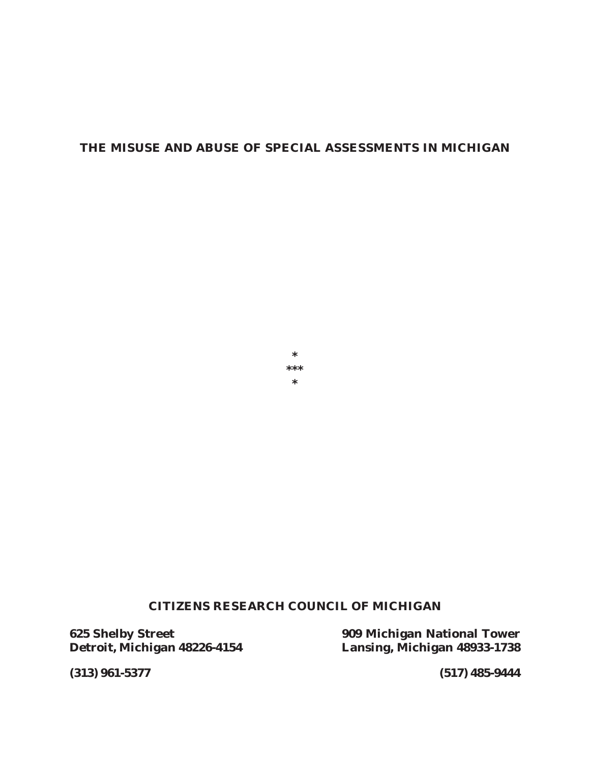# THE MISUSE AND ABUSE OF SPECIAL ASSESSMENTS IN MICHIGAN

*
***
*

**CITIZENS RESEARCH COUNCIL OF MICHIGAN**

**625 Shelby Street**
**Detroit, Michigan 48226-4154**

**(313) 961-5377**

**909 Michigan National Tower**
**Lansing, Michigan 48933-1738**

**(517) 485-9444**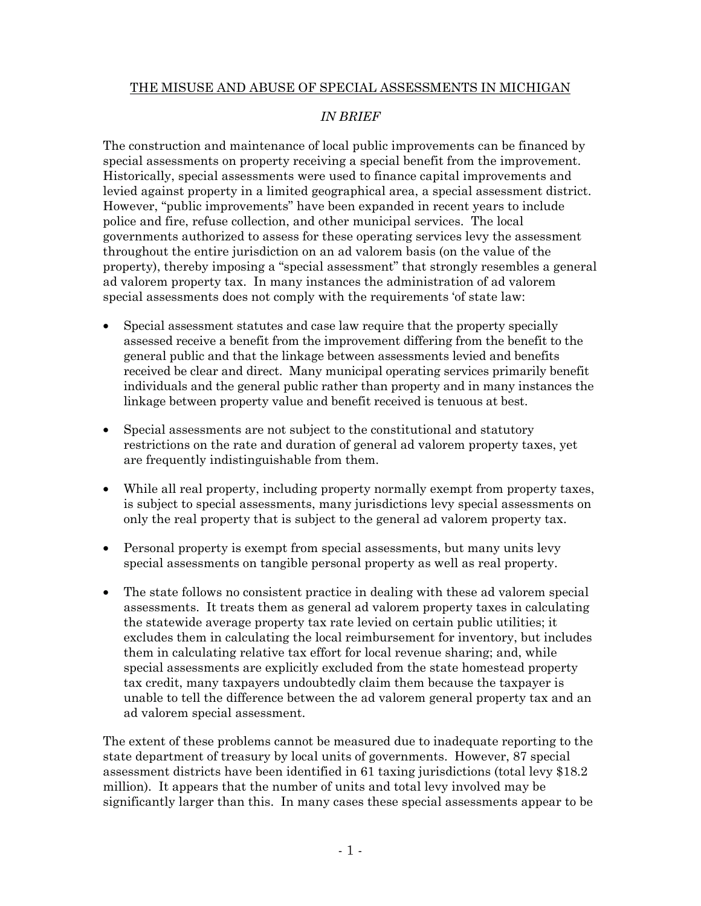THE MISUSE AND ABUSE OF SPECIAL ASSESSMENTS IN MICHIGAN

*IN BRIEF*

The construction and maintenance of local public improvements can be financed by special assessments on property receiving a special benefit from the improvement. Historically, special assessments were used to finance capital improvements and levied against property in a limited geographical area, a special assessment district. However, "public improvements" have been expanded in recent years to include police and fire, refuse collection, and other municipal services. The local governments authorized to assess for these operating services levy the assessment throughout the entire jurisdiction on an ad valorem basis (on the value of the property), thereby imposing a "special assessment" that strongly resembles a general ad valorem property tax. In many instances the administration of ad valorem special assessments does not comply with the requirements 'of state law:

- Special assessment statutes and case law require that the property specially assessed receive a benefit from the improvement differing from the benefit to the general public and that the linkage between assessments levied and benefits received be clear and direct. Many municipal operating services primarily benefit individuals and the general public rather than property and in many instances the linkage between property value and benefit received is tenuous at best.

- Special assessments are not subject to the constitutional and statutory restrictions on the rate and duration of general ad valorem property taxes, yet are frequently indistinguishable from them.

- While all real property, including property normally exempt from property taxes, is subject to special assessments, many jurisdictions levy special assessments on only the real property that is subject to the general ad valorem property tax.

- Personal property is exempt from special assessments, but many units levy special assessments on tangible personal property as well as real property.

- The state follows no consistent practice in dealing with these ad valorem special assessments. It treats them as general ad valorem property taxes in calculating the statewide average property tax rate levied on certain public utilities; it excludes them in calculating the local reimbursement for inventory, but includes them in calculating relative tax effort for local revenue sharing; and, while special assessments are explicitly excluded from the state homestead property tax credit, many taxpayers undoubtedly claim them because the taxpayer is unable to tell the difference between the ad valorem general property tax and an ad valorem special assessment.

The extent of these problems cannot be measured due to inadequate reporting to the state department of treasury by local units of governments. However, 87 special assessment districts have been identified in 61 taxing jurisdictions (total levy $18.2 million). It appears that the number of units and total levy involved may be significantly larger than this. In many cases these special assessments appear to be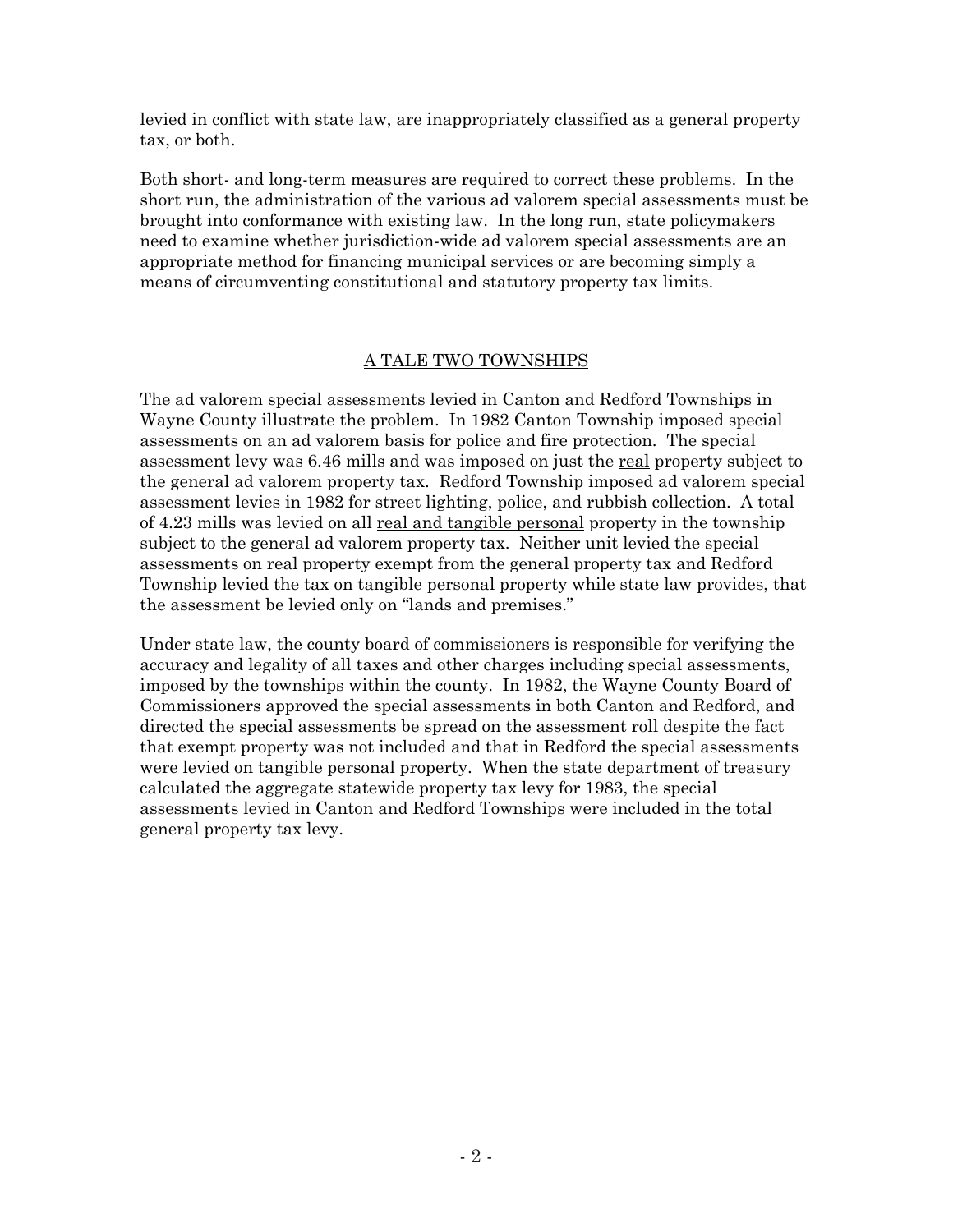levied in conflict with state law, are inappropriately classified as a general property tax, or both.

Both short- and long-term measures are required to correct these problems. In the short run, the administration of the various ad valorem special assessments must be brought into conformance with existing law. In the long run, state policymakers need to examine whether jurisdiction-wide ad valorem special assessments are an appropriate method for financing municipal services or are becoming simply a means of circumventing constitutional and statutory property tax limits.

## A TALE TWO TOWNSHIPS

The ad valorem special assessments levied in Canton and Redford Townships in Wayne County illustrate the problem. In 1982 Canton Township imposed special assessments on an ad valorem basis for police and fire protection. The special assessment levy was 6.46 mills and was imposed on just the real property subject to the general ad valorem property tax. Redford Township imposed ad valorem special assessment levies in 1982 for street lighting, police, and rubbish collection. A total of 4.23 mills was levied on all real and tangible personal property in the township subject to the general ad valorem property tax. Neither unit levied the special assessments on real property exempt from the general property tax and Redford Township levied the tax on tangible personal property while state law provides, that the assessment be levied only on "lands and premises."

Under state law, the county board of commissioners is responsible for verifying the accuracy and legality of all taxes and other charges including special assessments, imposed by the townships within the county. In 1982, the Wayne County Board of Commissioners approved the special assessments in both Canton and Redford, and directed the special assessments be spread on the assessment roll despite the fact that exempt property was not included and that in Redford the special assessments were levied on tangible personal property. When the state department of treasury calculated the aggregate statewide property tax levy for 1983, the special assessments levied in Canton and Redford Townships were included in the total general property tax levy.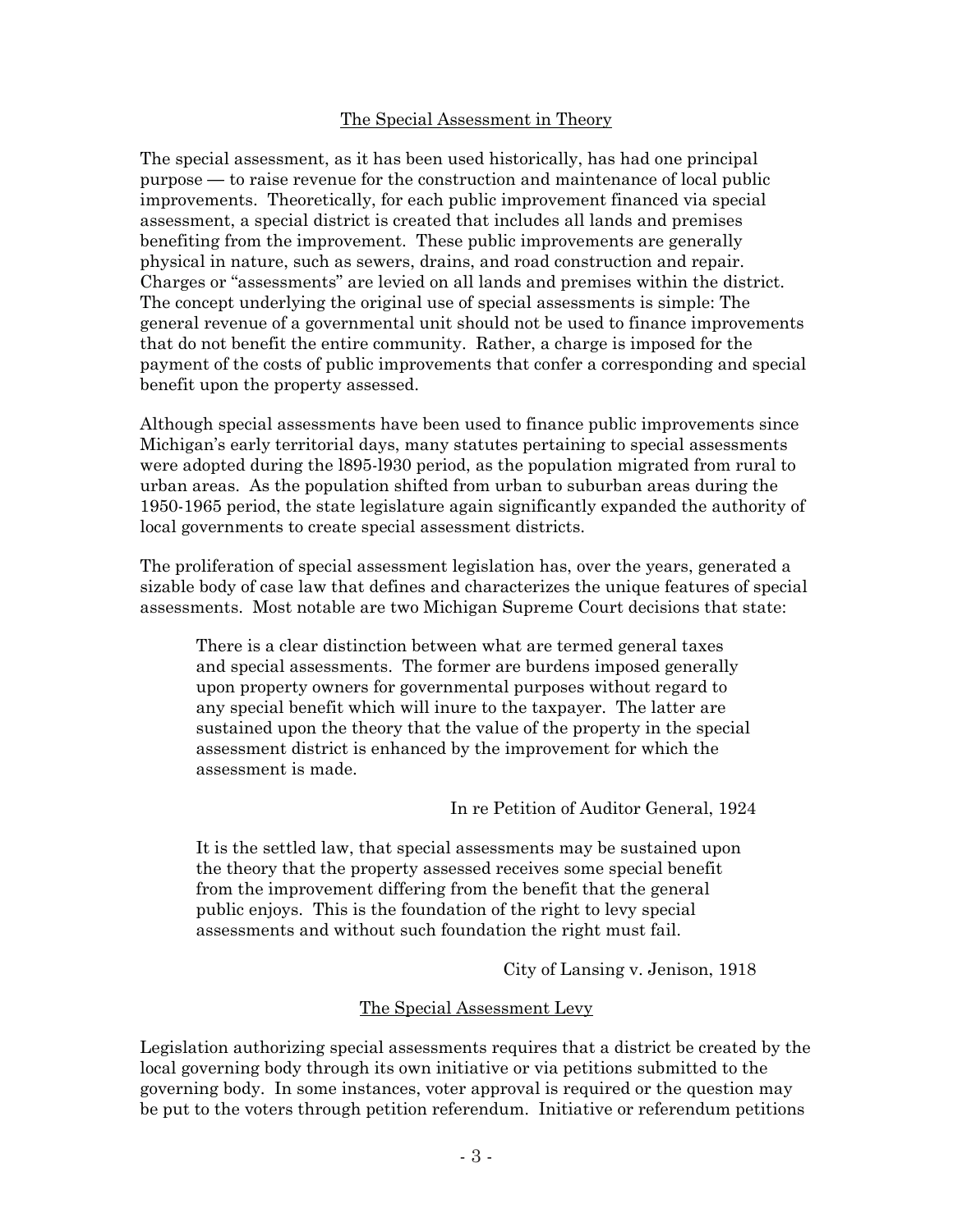## The Special Assessment in Theory

The special assessment, as it has been used historically, has had one principal purpose — to raise revenue for the construction and maintenance of local public improvements. Theoretically, for each public improvement financed via special assessment, a special district is created that includes all lands and premises benefiting from the improvement. These public improvements are generally physical in nature, such as sewers, drains, and road construction and repair. Charges or "assessments" are levied on all lands and premises within the district. The concept underlying the original use of special assessments is simple: The general revenue of a governmental unit should not be used to finance improvements that do not benefit the entire community. Rather, a charge is imposed for the payment of the costs of public improvements that confer a corresponding and special benefit upon the property assessed.

Although special assessments have been used to finance public improvements since Michigan's early territorial days, many statutes pertaining to special assessments were adopted during the l895-l930 period, as the population migrated from rural to urban areas. As the population shifted from urban to suburban areas during the 1950-1965 period, the state legislature again significantly expanded the authority of local governments to create special assessment districts.

The proliferation of special assessment legislation has, over the years, generated a sizable body of case law that defines and characterizes the unique features of special assessments. Most notable are two Michigan Supreme Court decisions that state:

> There is a clear distinction between what are termed general taxes and special assessments. The former are burdens imposed generally upon property owners for governmental purposes without regard to any special benefit which will inure to the taxpayer. The latter are sustained upon the theory that the value of the property in the special assessment district is enhanced by the improvement for which the assessment is made.
>
> In re Petition of Auditor General, 1924

> It is the settled law, that special assessments may be sustained upon the theory that the property assessed receives some special benefit from the improvement differing from the benefit that the general public enjoys. This is the foundation of the right to levy special assessments and without such foundation the right must fail.
>
> City of Lansing v. Jenison, 1918

## The Special Assessment Levy

Legislation authorizing special assessments requires that a district be created by the local governing body through its own initiative or via petitions submitted to the governing body. In some instances, voter approval is required or the question may be put to the voters through petition referendum. Initiative or referendum petitions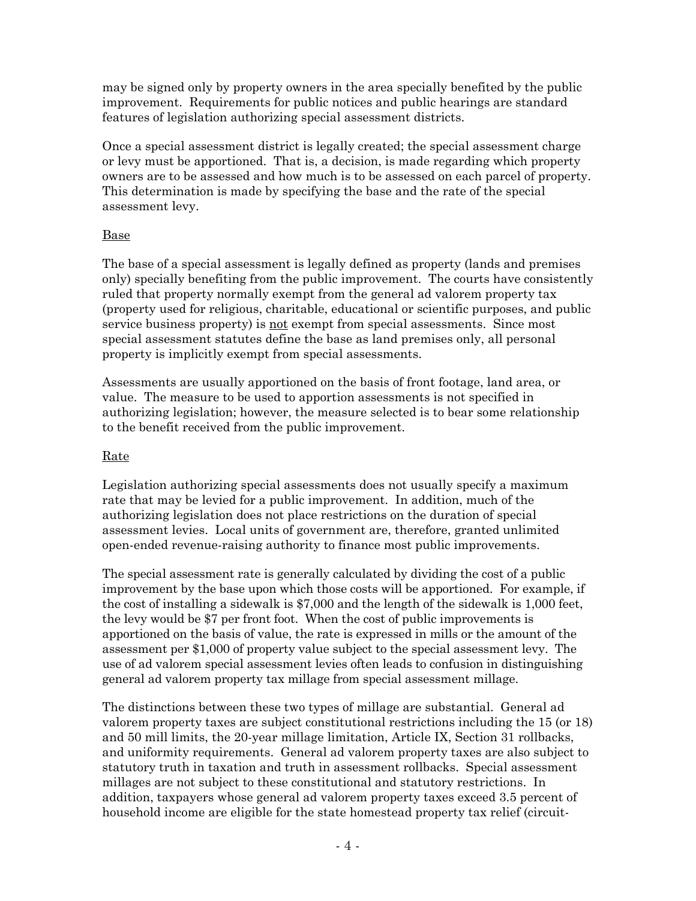may be signed only by property owners in the area specially benefited by the public improvement. Requirements for public notices and public hearings are standard features of legislation authorizing special assessment districts.

Once a special assessment district is legally created; the special assessment charge or levy must be apportioned. That is, a decision, is made regarding which property owners are to be assessed and how much is to be assessed on each parcel of property. This determination is made by specifying the base and the rate of the special assessment levy.

Base

The base of a special assessment is legally defined as property (lands and premises only) specially benefiting from the public improvement. The courts have consistently ruled that property normally exempt from the general ad valorem property tax (property used for religious, charitable, educational or scientific purposes, and public service business property) is not exempt from special assessments. Since most special assessment statutes define the base as land premises only, all personal property is implicitly exempt from special assessments.

Assessments are usually apportioned on the basis of front footage, land area, or value. The measure to be used to apportion assessments is not specified in authorizing legislation; however, the measure selected is to bear some relationship to the benefit received from the public improvement.

Rate

Legislation authorizing special assessments does not usually specify a maximum rate that may be levied for a public improvement. In addition, much of the authorizing legislation does not place restrictions on the duration of special assessment levies. Local units of government are, therefore, granted unlimited open-ended revenue-raising authority to finance most public improvements.

The special assessment rate is generally calculated by dividing the cost of a public improvement by the base upon which those costs will be apportioned. For example, if the cost of installing a sidewalk is $7,000 and the length of the sidewalk is 1,000 feet, the levy would be $7 per front foot. When the cost of public improvements is apportioned on the basis of value, the rate is expressed in mills or the amount of the assessment per $1,000 of property value subject to the special assessment levy. The use of ad valorem special assessment levies often leads to confusion in distinguishing general ad valorem property tax millage from special assessment millage.

The distinctions between these two types of millage are substantial. General ad valorem property taxes are subject constitutional restrictions including the 15 (or 18) and 50 mill limits, the 20-year millage limitation, Article IX, Section 31 rollbacks, and uniformity requirements. General ad valorem property taxes are also subject to statutory truth in taxation and truth in assessment rollbacks. Special assessment millages are not subject to these constitutional and statutory restrictions. In addition, taxpayers whose general ad valorem property taxes exceed 3.5 percent of household income are eligible for the state homestead property tax relief (circuit-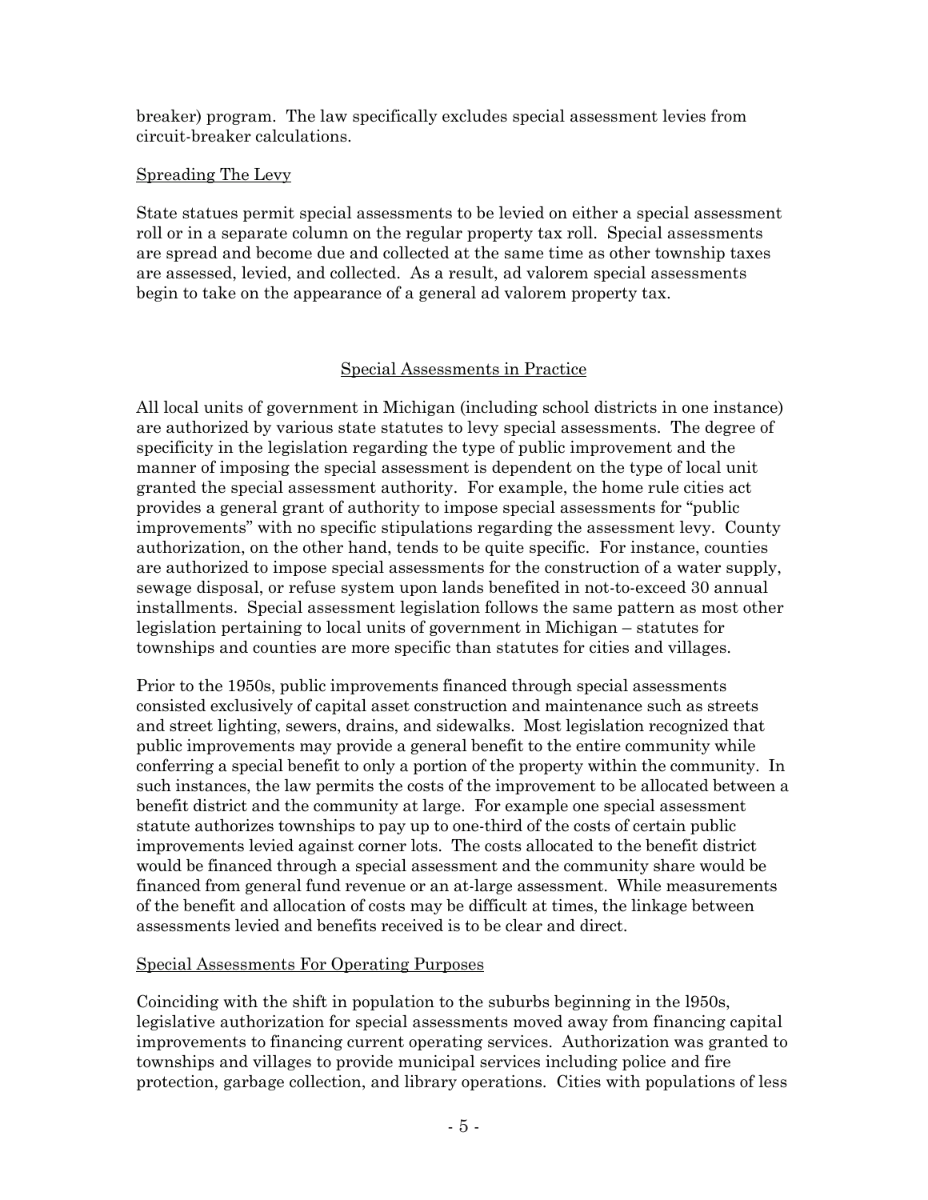breaker) program. The law specifically excludes special assessment levies from circuit-breaker calculations.

Spreading The Levy

State statues permit special assessments to be levied on either a special assessment roll or in a separate column on the regular property tax roll. Special assessments are spread and become due and collected at the same time as other township taxes are assessed, levied, and collected. As a result, ad valorem special assessments begin to take on the appearance of a general ad valorem property tax.

## Special Assessments in Practice

All local units of government in Michigan (including school districts in one instance) are authorized by various state statutes to levy special assessments. The degree of specificity in the legislation regarding the type of public improvement and the manner of imposing the special assessment is dependent on the type of local unit granted the special assessment authority. For example, the home rule cities act provides a general grant of authority to impose special assessments for "public improvements" with no specific stipulations regarding the assessment levy. County authorization, on the other hand, tends to be quite specific. For instance, counties are authorized to impose special assessments for the construction of a water supply, sewage disposal, or refuse system upon lands benefited in not-to-exceed 30 annual installments. Special assessment legislation follows the same pattern as most other legislation pertaining to local units of government in Michigan – statutes for townships and counties are more specific than statutes for cities and villages.

Prior to the 1950s, public improvements financed through special assessments consisted exclusively of capital asset construction and maintenance such as streets and street lighting, sewers, drains, and sidewalks. Most legislation recognized that public improvements may provide a general benefit to the entire community while conferring a special benefit to only a portion of the property within the community. In such instances, the law permits the costs of the improvement to be allocated between a benefit district and the community at large. For example one special assessment statute authorizes townships to pay up to one-third of the costs of certain public improvements levied against corner lots. The costs allocated to the benefit district would be financed through a special assessment and the community share would be financed from general fund revenue or an at-large assessment. While measurements of the benefit and allocation of costs may be difficult at times, the linkage between assessments levied and benefits received is to be clear and direct.

Special Assessments For Operating Purposes

Coinciding with the shift in population to the suburbs beginning in the l950s, legislative authorization for special assessments moved away from financing capital improvements to financing current operating services. Authorization was granted to townships and villages to provide municipal services including police and fire protection, garbage collection, and library operations. Cities with populations of less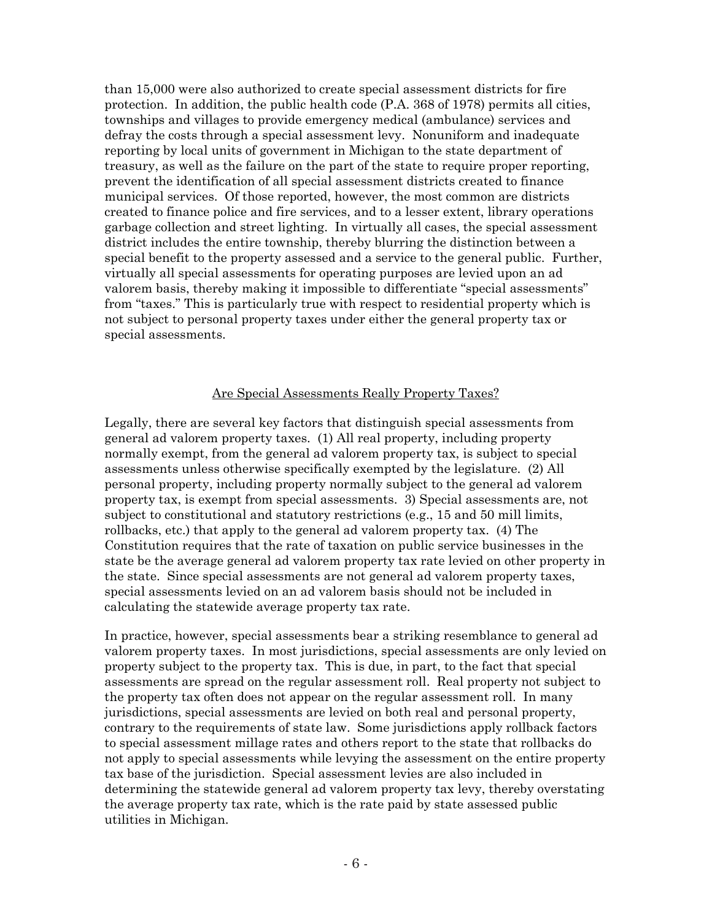than 15,000 were also authorized to create special assessment districts for fire protection. In addition, the public health code (P.A. 368 of 1978) permits all cities, townships and villages to provide emergency medical (ambulance) services and defray the costs through a special assessment levy. Nonuniform and inadequate reporting by local units of government in Michigan to the state department of treasury, as well as the failure on the part of the state to require proper reporting, prevent the identification of all special assessment districts created to finance municipal services. Of those reported, however, the most common are districts created to finance police and fire services, and to a lesser extent, library operations garbage collection and street lighting. In virtually all cases, the special assessment district includes the entire township, thereby blurring the distinction between a special benefit to the property assessed and a service to the general public. Further, virtually all special assessments for operating purposes are levied upon an ad valorem basis, thereby making it impossible to differentiate "special assessments" from "taxes." This is particularly true with respect to residential property which is not subject to personal property taxes under either the general property tax or special assessments.

## Are Special Assessments Really Property Taxes?

Legally, there are several key factors that distinguish special assessments from general ad valorem property taxes. (1) All real property, including property normally exempt, from the general ad valorem property tax, is subject to special assessments unless otherwise specifically exempted by the legislature. (2) All personal property, including property normally subject to the general ad valorem property tax, is exempt from special assessments. 3) Special assessments are, not subject to constitutional and statutory restrictions (e.g., 15 and 50 mill limits, rollbacks, etc.) that apply to the general ad valorem property tax. (4) The Constitution requires that the rate of taxation on public service businesses in the state be the average general ad valorem property tax rate levied on other property in the state. Since special assessments are not general ad valorem property taxes, special assessments levied on an ad valorem basis should not be included in calculating the statewide average property tax rate.

In practice, however, special assessments bear a striking resemblance to general ad valorem property taxes. In most jurisdictions, special assessments are only levied on property subject to the property tax. This is due, in part, to the fact that special assessments are spread on the regular assessment roll. Real property not subject to the property tax often does not appear on the regular assessment roll. In many jurisdictions, special assessments are levied on both real and personal property, contrary to the requirements of state law. Some jurisdictions apply rollback factors to special assessment millage rates and others report to the state that rollbacks do not apply to special assessments while levying the assessment on the entire property tax base of the jurisdiction. Special assessment levies are also included in determining the statewide general ad valorem property tax levy, thereby overstating the average property tax rate, which is the rate paid by state assessed public utilities in Michigan.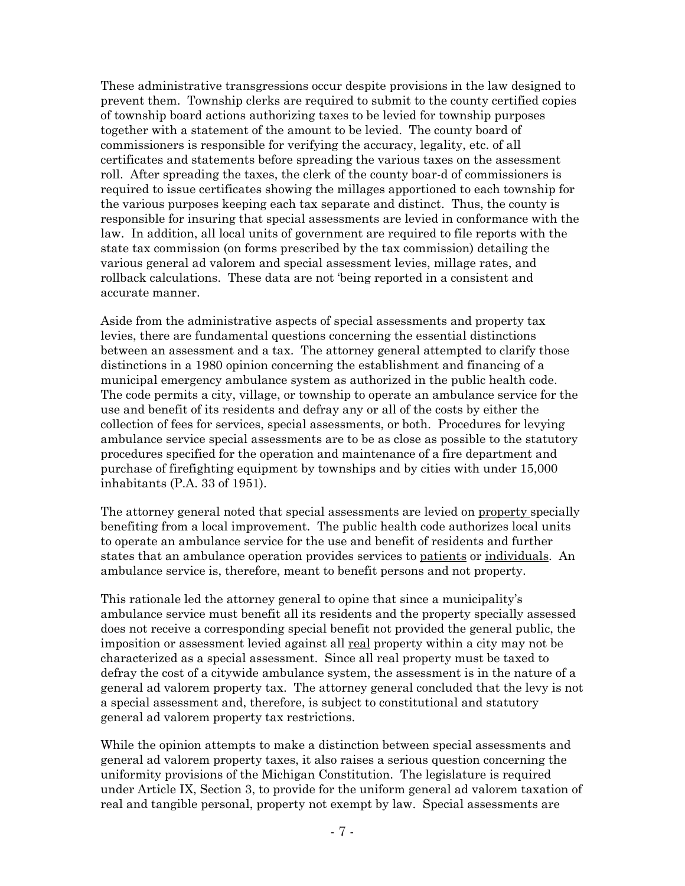These administrative transgressions occur despite provisions in the law designed to prevent them. Township clerks are required to submit to the county certified copies of township board actions authorizing taxes to be levied for township purposes together with a statement of the amount to be levied. The county board of commissioners is responsible for verifying the accuracy, legality, etc. of all certificates and statements before spreading the various taxes on the assessment roll. After spreading the taxes, the clerk of the county boar-d of commissioners is required to issue certificates showing the millages apportioned to each township for the various purposes keeping each tax separate and distinct. Thus, the county is responsible for insuring that special assessments are levied in conformance with the law. In addition, all local units of government are required to file reports with the state tax commission (on forms prescribed by the tax commission) detailing the various general ad valorem and special assessment levies, millage rates, and rollback calculations. These data are not 'being reported in a consistent and accurate manner.

Aside from the administrative aspects of special assessments and property tax levies, there are fundamental questions concerning the essential distinctions between an assessment and a tax. The attorney general attempted to clarify those distinctions in a 1980 opinion concerning the establishment and financing of a municipal emergency ambulance system as authorized in the public health code. The code permits a city, village, or township to operate an ambulance service for the use and benefit of its residents and defray any or all of the costs by either the collection of fees for services, special assessments, or both. Procedures for levying ambulance service special assessments are to be as close as possible to the statutory procedures specified for the operation and maintenance of a fire department and purchase of firefighting equipment by townships and by cities with under 15,000 inhabitants (P.A. 33 of 1951).

The attorney general noted that special assessments are levied on <u>property</u> specially benefiting from a local improvement. The public health code authorizes local units to operate an ambulance service for the use and benefit of residents and further states that an ambulance operation provides services to <u>patients</u> or <u>individuals</u>. An ambulance service is, therefore, meant to benefit persons and not property.

This rationale led the attorney general to opine that since a municipality's ambulance service must benefit all its residents and the property specially assessed does not receive a corresponding special benefit not provided the general public, the imposition or assessment levied against all <u>real</u> property within a city may not be characterized as a special assessment. Since all real property must be taxed to defray the cost of a citywide ambulance system, the assessment is in the nature of a general ad valorem property tax. The attorney general concluded that the levy is not a special assessment and, therefore, is subject to constitutional and statutory general ad valorem property tax restrictions.

While the opinion attempts to make a distinction between special assessments and general ad valorem property taxes, it also raises a serious question concerning the uniformity provisions of the Michigan Constitution. The legislature is required under Article IX, Section 3, to provide for the uniform general ad valorem taxation of real and tangible personal, property not exempt by law. Special assessments are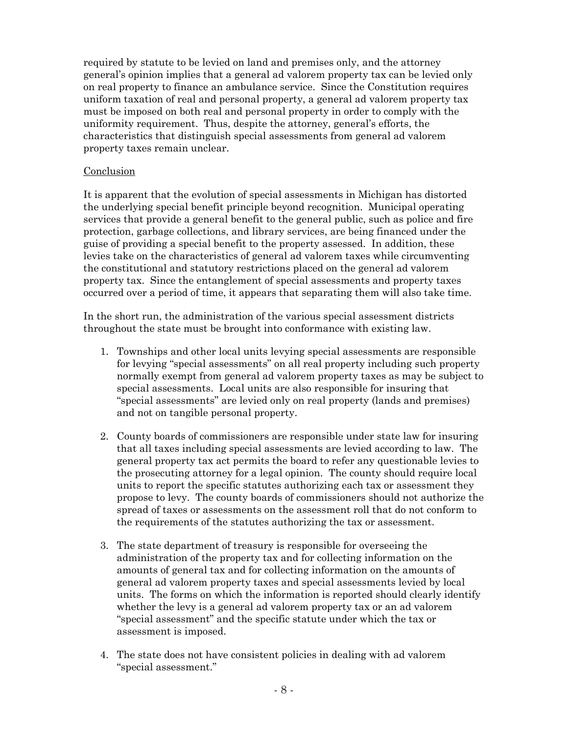required by statute to be levied on land and premises only, and the attorney general's opinion implies that a general ad valorem property tax can be levied only on real property to finance an ambulance service. Since the Constitution requires uniform taxation of real and personal property, a general ad valorem property tax must be imposed on both real and personal property in order to comply with the uniformity requirement. Thus, despite the attorney, general's efforts, the characteristics that distinguish special assessments from general ad valorem property taxes remain unclear.

## Conclusion

It is apparent that the evolution of special assessments in Michigan has distorted the underlying special benefit principle beyond recognition. Municipal operating services that provide a general benefit to the general public, such as police and fire protection, garbage collections, and library services, are being financed under the guise of providing a special benefit to the property assessed. In addition, these levies take on the characteristics of general ad valorem taxes while circumventing the constitutional and statutory restrictions placed on the general ad valorem property tax. Since the entanglement of special assessments and property taxes occurred over a period of time, it appears that separating them will also take time.

In the short run, the administration of the various special assessment districts throughout the state must be brought into conformance with existing law.

1. Townships and other local units levying special assessments are responsible for levying "special assessments" on all real property including such property normally exempt from general ad valorem property taxes as may be subject to special assessments. Local units are also responsible for insuring that "special assessments" are levied only on real property (lands and premises) and not on tangible personal property.

2. County boards of commissioners are responsible under state law for insuring that all taxes including special assessments are levied according to law. The general property tax act permits the board to refer any questionable levies to the prosecuting attorney for a legal opinion. The county should require local units to report the specific statutes authorizing each tax or assessment they propose to levy. The county boards of commissioners should not authorize the spread of taxes or assessments on the assessment roll that do not conform to the requirements of the statutes authorizing the tax or assessment.

3. The state department of treasury is responsible for overseeing the administration of the property tax and for collecting information on the amounts of general tax and for collecting information on the amounts of general ad valorem property taxes and special assessments levied by local units. The forms on which the information is reported should clearly identify whether the levy is a general ad valorem property tax or an ad valorem "special assessment" and the specific statute under which the tax or assessment is imposed.

4. The state does not have consistent policies in dealing with ad valorem "special assessment."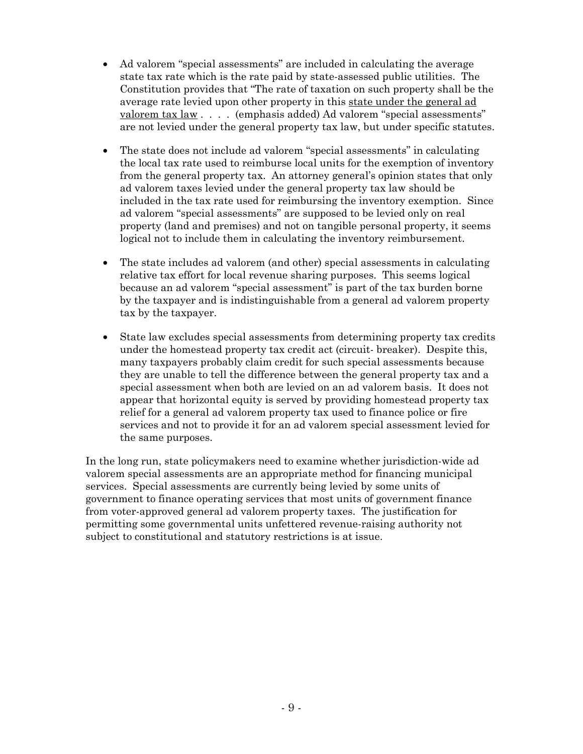- Ad valorem "special assessments" are included in calculating the average state tax rate which is the rate paid by state-assessed public utilities. The Constitution provides that "The rate of taxation on such property shall be the average rate levied upon other property in this <u>state under the general ad valorem tax law</u> . . . . (emphasis added) Ad valorem "special assessments" are not levied under the general property tax law, but under specific statutes.

- The state does not include ad valorem "special assessments" in calculating the local tax rate used to reimburse local units for the exemption of inventory from the general property tax. An attorney general's opinion states that only ad valorem taxes levied under the general property tax law should be included in the tax rate used for reimbursing the inventory exemption. Since ad valorem "special assessments" are supposed to be levied only on real property (land and premises) and not on tangible personal property, it seems logical not to include them in calculating the inventory reimbursement.

- The state includes ad valorem (and other) special assessments in calculating relative tax effort for local revenue sharing purposes. This seems logical because an ad valorem "special assessment" is part of the tax burden borne by the taxpayer and is indistinguishable from a general ad valorem property tax by the taxpayer.

- State law excludes special assessments from determining property tax credits under the homestead property tax credit act (circuit- breaker). Despite this, many taxpayers probably claim credit for such special assessments because they are unable to tell the difference between the general property tax and a special assessment when both are levied on an ad valorem basis. It does not appear that horizontal equity is served by providing homestead property tax relief for a general ad valorem property tax used to finance police or fire services and not to provide it for an ad valorem special assessment levied for the same purposes.

In the long run, state policymakers need to examine whether jurisdiction-wide ad valorem special assessments are an appropriate method for financing municipal services. Special assessments are currently being levied by some units of government to finance operating services that most units of government finance from voter-approved general ad valorem property taxes. The justification for permitting some governmental units unfettered revenue-raising authority not subject to constitutional and statutory restrictions is at issue.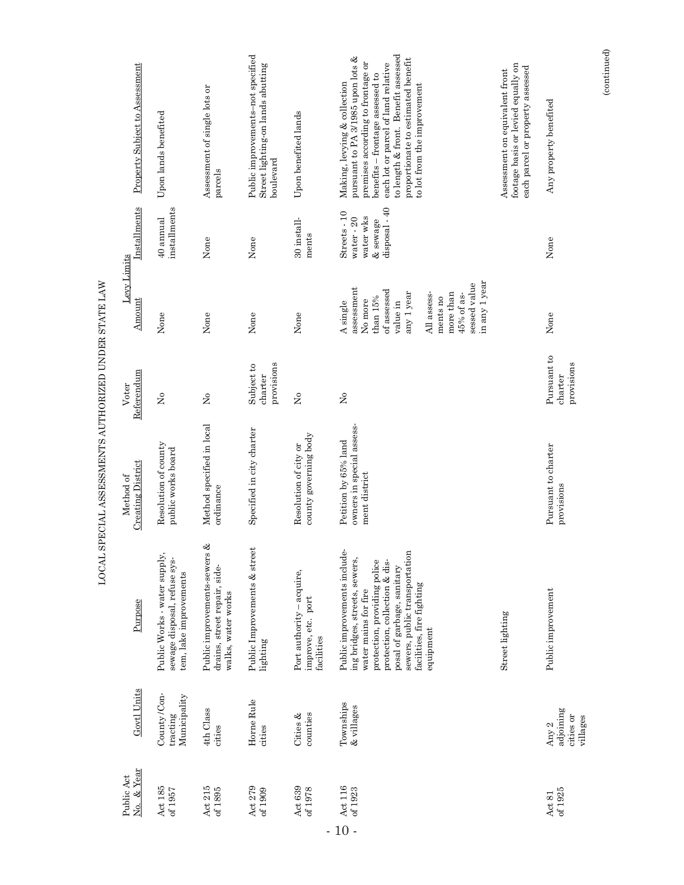# LOCAL SPECIAL ASSESSMENTS AUTHORIZED UNDER STATE LAW

| Public Act No. & Year | Govtl Units | Purpose | Method of Creating District | Voter Referendum | Levy Limits Amount | Levy Limits Installments | Property Subject to Assessment |
|---|---|---|---|---|---|---|---|
| Act 185 of 1957 | County/Contracting Municipality | Public Works - water supply, sewage disposal, refuse system, lake improvements | Resolution of county public works board | No | None | 40 annual installments | Upon lands benefited |
| Act 215 of 1895 | 4th Class cities | Public improvements-sewers & drains, street repair, sidewalks, water works | Method specified in local ordinance | No | None | None | Assessment of single lots or parcels |
| Act 279 of 1909 | Home Rule cities | Public Improvements & street lighting | Specified in city charter | Subject to charter provisions | None | None | Public improvements–not specified Street lighting-on lands abutting boulevard |
| Act 639 of 1978 | Cities & counties | Port authority – acquire, improve, etc. port facilities | Resolution of city or county governing body | No | None | 30 installments | Upon benefited lands |
| Act 116 of 1923 | Townships & villages | Public improvements including bridges, streets, sewers, water mains for fire protection, providing police protection, collection & disposal of garbage, sanitary sewers, public transportation facilities, fire fighting equipment | Petition by 65% land owners in special assessment district | No | A single assessment No more than 15% of assessed value in any 1 year<br><br>All assessments no more than 45% of assessed value in any 1 year | Streets - 10 water - 20 water wks & sewage disposal - 40 | Making, levying & collection pursuant to PA 3/1985 upon lots & premises according to frontage or benefits – frontage assessed to each lot or parcel of land relative to length & front. Benefit assessed proportionate to estimated benefit to lot from the improvement |
| | | Street lighting | | | | | Assessment on equivalent front footage basis or levied equally on each parcel or property assessed |
| Act 81 of 1925 | Any 2 adjoining cities or villages | Public improvement | Pursuant to charter provisions | Pursuant to charter provisions | None | None | Any property benefited |

(continued)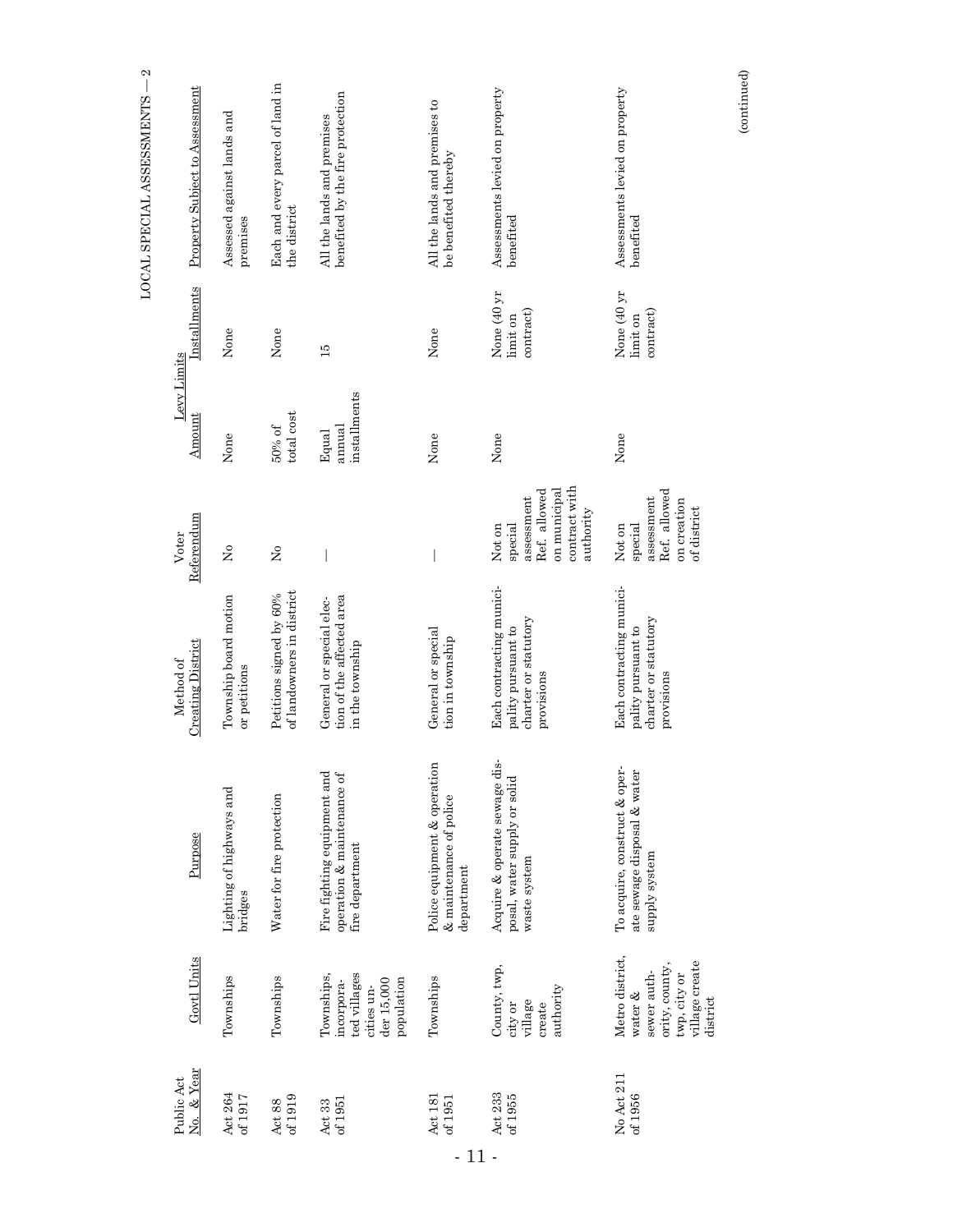LOCAL SPECIAL ASSESSMENTS — 2

| Public Act No. & Year | Govtl Units | Purpose | Method of Creating District | Voter Referendum | Levy Limits Amount | Levy Limits Installments | Property Subject to Assessment |
|---|---|---|---|---|---|---|---|
| Act 264 of 1917 | Townships | Lighting of highways and bridges | Township board motion or petitions | No | None | None | Assessed against lands and premises |
| Act 88 of 1919 | Townships | Water for fire protection | Petitions signed by 60% of landowners in district | No | 50% of total cost | None | Each and every parcel of land in the district |
| Act 33 of 1951 | Townships, incorporated villages cities under 15,000 population | Fire fighting equipment and operation & maintenance of fire department | General or special election of the affected area in the township | — | Equal annual installments | 15 | All the lands and premises benefited by the fire protection |
| Act 181 of 1951 | Townships | Police equipment & operation & maintenance of police department | General or special tion in township | — | None | None | All the lands and premises to be benefited thereby |
| Act 233 of 1955 | County, twp, city or village create authority | Acquire & operate sewage disposal, water supply or solid waste system | Each contracting municipality pursuant to charter or statutory provisions | Not on special assessment Ref. allowed on municipal contract with authority | None | None (40 yr limit on contract) | Assessments levied on property benefited |
| No Act 211 of 1956 | Metro district, water & sewer authority, county, twp, city or village create district | To acquire, construct & operate sewage disposal & water supply system | Each contracting municipality pursuant to charter or statutory provisions | Not on special assessment Ref. allowed on creation of district | None | None (40 yr limit on contract) | Assessments levied on property benefited |

(continued)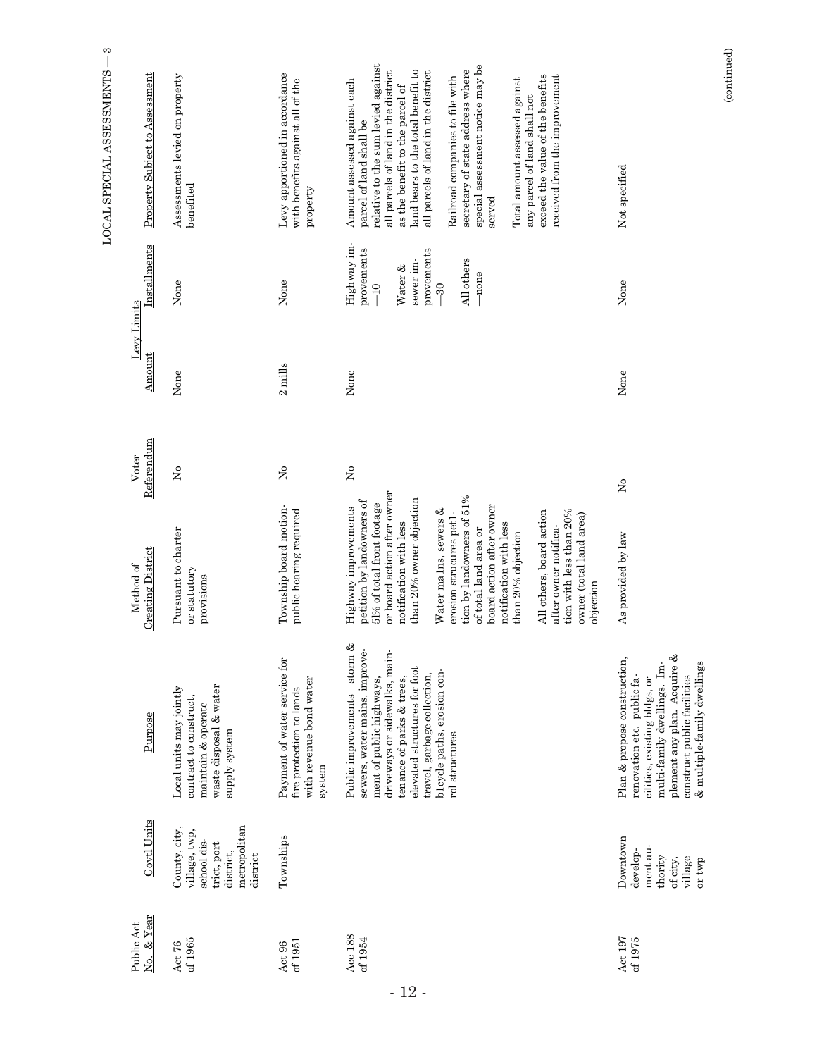| Public Act No. & Year | Govtl Units | Purpose | Method of Creating District | Voter Referendum | Levy Limits Amount | Levy Limits Installments | Property Subject to Assessment |
|---|---|---|---|---|---|---|---|
| Act 76 of 1965 | County, city, village, twp, school district, port district, metropolitan district | Local units may jointly contract to construct, maintain & operate waste disposal & water supply system | Pursuant to charter or statutory provisions | No | None | None | Assessments levied on property benefited |
| Act 96 of 1951 | Townships | Payment of water service for fire protection to lands with revenue bond water system | Township board motion-public hearing required | No | 2 mills | None | Levy apportioned in accordance with benefits against all of the property |
| Ace 188 of 1954 | | Public improvements—storm & sewers, water mains, improvement of public highways, driveways or sidewalks, maintenance of parks & trees, elevated structures for foot travel, garbage collection, bicycle paths, erosion control structures | Highway improvements petition by landowners of 51% of total front footage or board action after owner notification with less than 20% owner objection<br><br>Water mains, sewers & erosion strucures petition by landowners of 51% of total land area or board action after owner notification with less than 20% objection<br><br>All others, board action after owner notification with less than 20% owner (total land area) objection | No | None | Highway improvements —10<br><br>Water & sewer improvements —30<br><br>All others —none | Amount assessed against each parcel of land shall be relative to the sum levied against all parcels of land in the district as the benefit to the parcel of land bears to the total benefit to all parcels of land in the district<br><br>Railroad companies to file with secretary of state address where special assessment notice may be served<br><br>Total amount assessed against any parcel of land shall not exceed the value of the benefits received from the improvement |
| Act 197 of 1975 | Downtown development authority of city, village or twp | Plan & propose construction, renovation etc. public facilities, existing bldgs, or multi-family dwellings. Implement any plan. Acquire & construct public facilities & multiple-family dwellings | As provided by law | No | None | None | Not specified |

(continued)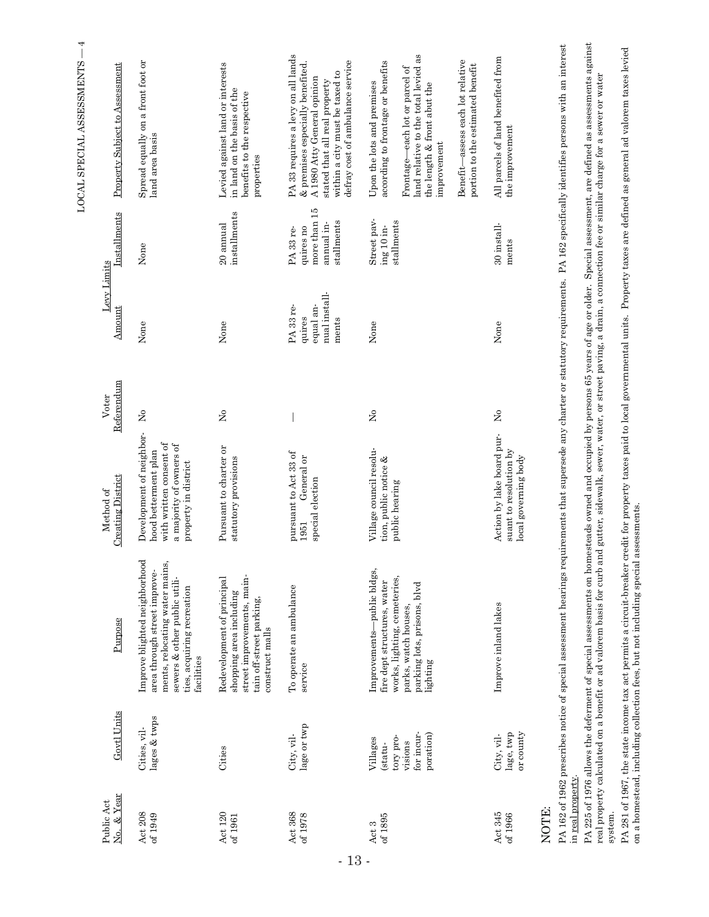| Public Act No. & Year | Govtl Units | Purpose | Method of Creating District | Voter Referendum | Levy Limits | | Property Subject to Assessment |
|---|---|---|---|---|---|---|---|
| | | | | | Amount | Installments | |
| Act 208 of 1949 | Cities, villages & twps | Improve blighted neighborhood area through street improvements, relocating water mains, sewers & other public utilities, acquiring recreation facilities | Development of neighborhood betterment plan with written consent of a majority of owners of property in district | No | None | None | Spread equally on a front foot or land area basis |
| Act 120 of 1961 | Cities | Redevelopment of principal shopping area including street improvements, maintain off-street parking, construct malls | Pursuant to charter or statutory provisions | No | None | 20 annual installments | Levied against land or interests in land on the basis of the benefits to the respective properties |
| Act 368 of 1978 | City, village or twp | To operate an ambulance service | pursuant to Act 33 of 1951 General or special election | — | PA 33 requires equal annual installments | PA 33 requires no more than 15 annual installments | PA 33 requires a levy on all lands & premises especially benefited. A 1980 Atty General opinion stated that all real property within a city must be taxed to defray cost of ambulance service |
| Act 3 of 1895 | Villages (statutory provisions for incorporation) | Improvements—public bldgs, fire dept structures, water works, lighting, cemeteries, parks, watch houses, parking lots, prisons, blvd lighting | Village council resolution, public notice & public hearing | No | None | Street paving 10 installments | Upon the lots and premises according to frontage or benefits<br><br>Frontage—each lot or parcel of land relative to the total levied as the length & front abut the improvement<br><br>Benefit—assess each lot relative portion to the estimated benefit |
| Act 345 of 1966 | City, village, twp or county | Improve inland lakes | Action by lake board pursuant to resolution by local governing body | No | None | 30 installments | All parcels of land benefited from the improvement |

NOTE:

PA 162 of 1962 prescribes notice of special assessment hearings requirements that supersede any charter or statutory requirements. PA 162 specifically identifies persons with an interest in real property.

PA 225 of 1976 allows the deferment of special assessments on homesteads owned and occupied by persons 65 years of age or older. Special assessment, are defined as assessments against real property calculated on a benefit or ad valorem basis for curb and gutter, sidewalk, sewer, water, or street paving, a drain, a connection fee or similar charge for a sewer or water system.

PA 281 of 1967, the state income tax act permits a circuit-breaker credit for property taxes paid to local governmental units. Property taxes are defined as general ad valorem taxes levied on a homestead, including collection fees, but not including special assessments.